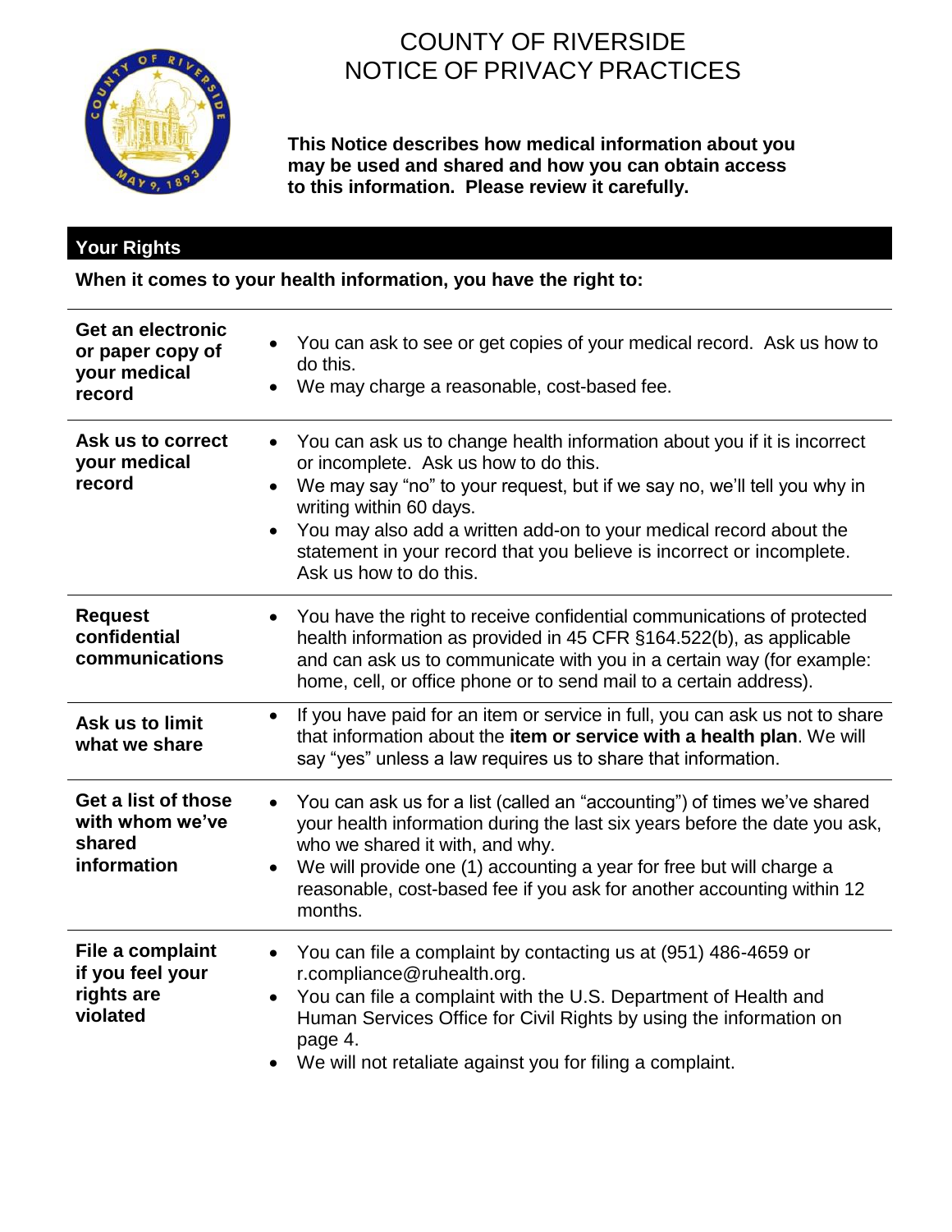# COUNTY OF RIVERSIDE
# NOTICE OF PRIVACY PRACTICES

**This Notice describes how medical information about you may be used and shared and how you can obtain access to this information. Please review it carefully.**

## Your Rights

**When it comes to your health information, you have the right to:**

| | |
|---|---|
| **Get an electronic or paper copy of your medical record** | • You can ask to see or get copies of your medical record. Ask us how to do this.<br>• We may charge a reasonable, cost-based fee. |
| **Ask us to correct your medical record** | • You can ask us to change health information about you if it is incorrect or incomplete. Ask us how to do this.<br>• We may say "no" to your request, but if we say no, we'll tell you why in writing within 60 days.<br>• You may also add a written add-on to your medical record about the statement in your record that you believe is incorrect or incomplete. Ask us how to do this. |
| **Request confidential communications** | • You have the right to receive confidential communications of protected health information as provided in 45 CFR §164.522(b), as applicable and can ask us to communicate with you in a certain way (for example: home, cell, or office phone or to send mail to a certain address). |
| **Ask us to limit what we share** | • If you have paid for an item or service in full, you can ask us not to share that information about the **item or service with a health plan**. We will say "yes" unless a law requires us to share that information. |
| **Get a list of those with whom we've shared information** | • You can ask us for a list (called an "accounting") of times we've shared your health information during the last six years before the date you ask, who we shared it with, and why.<br>• We will provide one (1) accounting a year for free but will charge a reasonable, cost-based fee if you ask for another accounting within 12 months. |
| **File a complaint if you feel your rights are violated** | • You can file a complaint by contacting us at (951) 486-4659 or r.compliance@ruhealth.org.<br>• You can file a complaint with the U.S. Department of Health and Human Services Office for Civil Rights by using the information on page 4.<br>• We will not retaliate against you for filing a complaint. |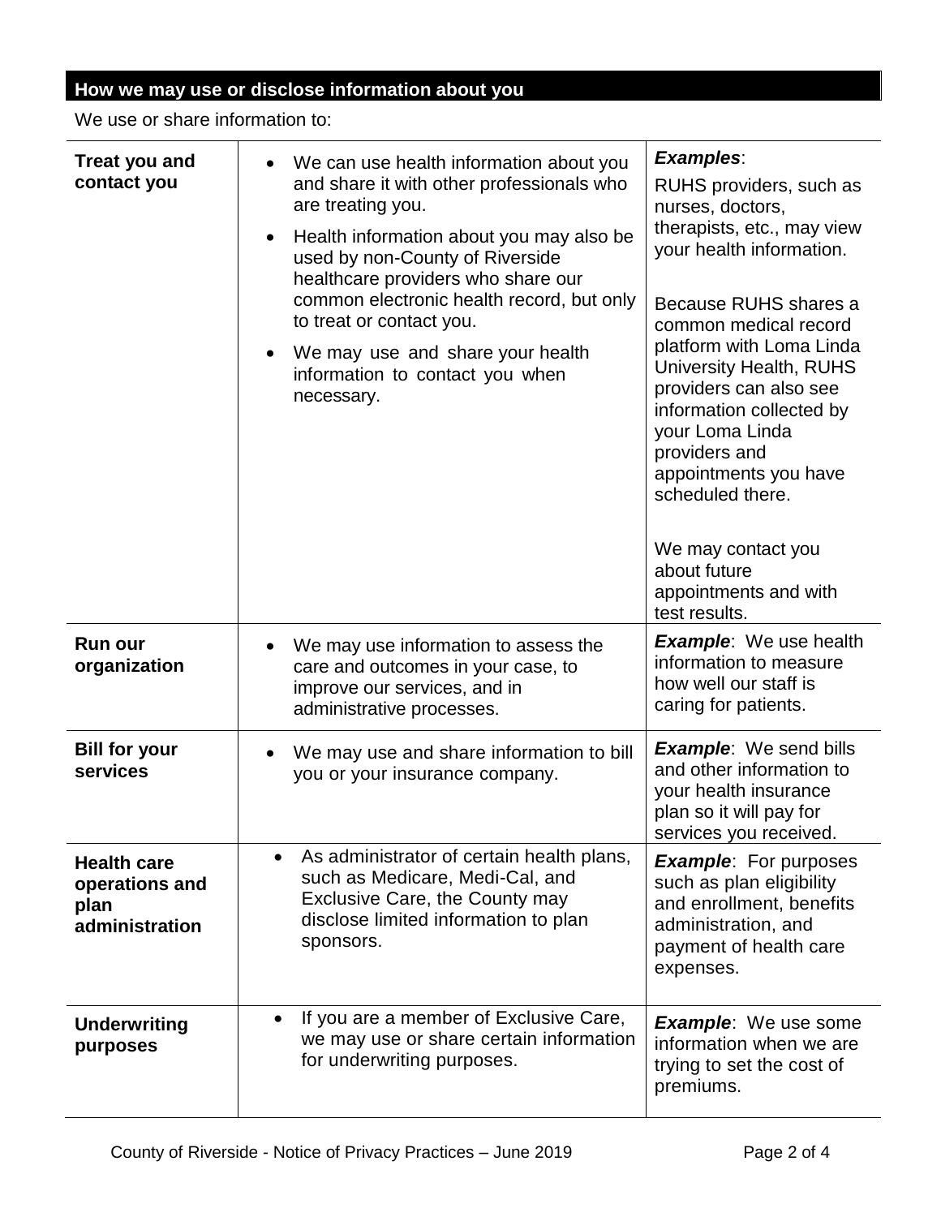## How we may use or disclose information about you

We use or share information to:

| | | |
|---|---|---|
| **Treat you and contact you** | • We can use health information about you and share it with other professionals who are treating you.<br>• Health information about you may also be used by non-County of Riverside healthcare providers who share our common electronic health record, but only to treat or contact you.<br>• We may use and share your health information to contact you when necessary. | ***Examples***:<br>RUHS providers, such as nurses, doctors, therapists, etc., may view your health information.<br><br>Because RUHS shares a common medical record platform with Loma Linda University Health, RUHS providers can also see information collected by your Loma Linda providers and appointments you have scheduled there.<br><br>We may contact you about future appointments and with test results. |
| **Run our organization** | • We may use information to assess the care and outcomes in your case, to improve our services, and in administrative processes. | ***Example***: We use health information to measure how well our staff is caring for patients. |
| **Bill for your services** | • We may use and share information to bill you or your insurance company. | ***Example***: We send bills and other information to your health insurance plan so it will pay for services you received. |
| **Health care operations and plan administration** | • As administrator of certain health plans, such as Medicare, Medi-Cal, and Exclusive Care, the County may disclose limited information to plan sponsors. | ***Example***: For purposes such as plan eligibility and enrollment, benefits administration, and payment of health care expenses. |
| **Underwriting purposes** | • If you are a member of Exclusive Care, we may use or share certain information for underwriting purposes. | ***Example***: We use some information when we are trying to set the cost of premiums. |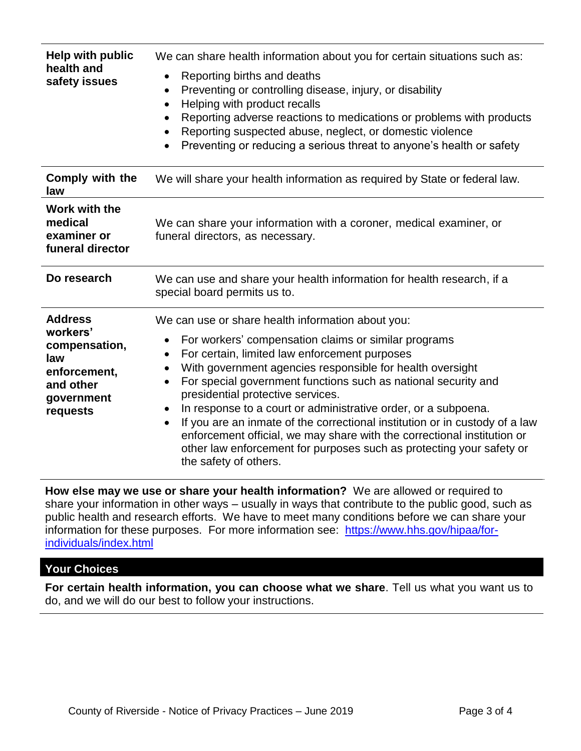| | |
|---|---|
| **Help with public health and safety issues** | We can share health information about you for certain situations such as:<br>• Reporting births and deaths<br>• Preventing or controlling disease, injury, or disability<br>• Helping with product recalls<br>• Reporting adverse reactions to medications or problems with products<br>• Reporting suspected abuse, neglect, or domestic violence<br>• Preventing or reducing a serious threat to anyone's health or safety |
| **Comply with the law** | We will share your health information as required by State or federal law. |
| **Work with the medical examiner or funeral director** | We can share your information with a coroner, medical examiner, or funeral directors, as necessary. |
| **Do research** | We can use and share your health information for health research, if a special board permits us to. |
| **Address workers' compensation, law enforcement, and other government requests** | We can use or share health information about you:<br>• For workers' compensation claims or similar programs<br>• For certain, limited law enforcement purposes<br>• With government agencies responsible for health oversight<br>• For special government functions such as national security and presidential protective services.<br>• In response to a court or administrative order, or a subpoena.<br>• If you are an inmate of the correctional institution or in custody of a law enforcement official, we may share with the correctional institution or other law enforcement for purposes such as protecting your safety or the safety of others. |

**How else may we use or share your health information?** We are allowed or required to share your information in other ways – usually in ways that contribute to the public good, such as public health and research efforts. We have to meet many conditions before we can share your information for these purposes. For more information see: https://www.hhs.gov/hipaa/for-individuals/index.html

## Your Choices

**For certain health information, you can choose what we share**. Tell us what you want us to do, and we will do our best to follow your instructions.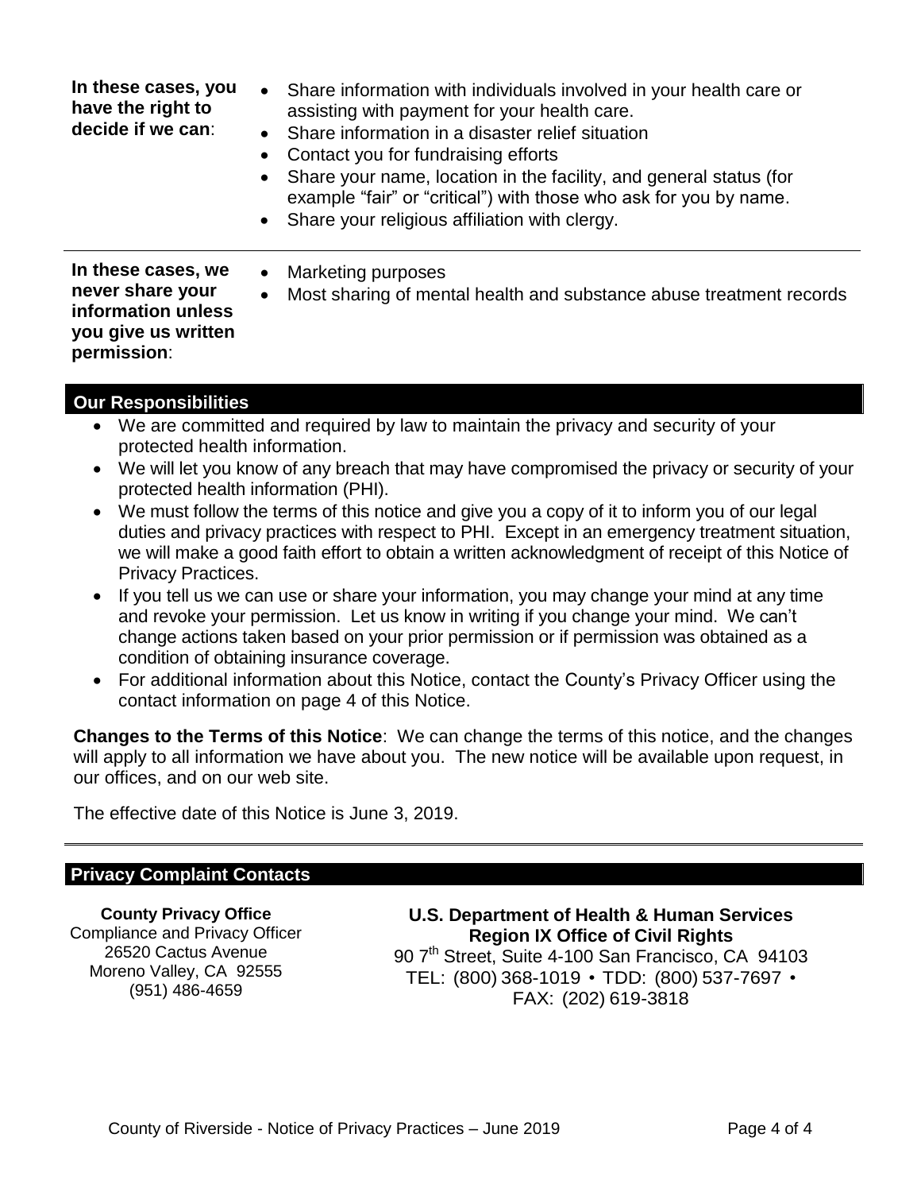| | |
|---|---|
| **In these cases, you have the right to decide if we can**: | • Share information with individuals involved in your health care or assisting with payment for your health care.<br>• Share information in a disaster relief situation<br>• Contact you for fundraising efforts<br>• Share your name, location in the facility, and general status (for example "fair" or "critical") with those who ask for you by name.<br>• Share your religious affiliation with clergy. |
| **In these cases, we never share your information unless you give us written permission**: | • Marketing purposes<br>• Most sharing of mental health and substance abuse treatment records |

## Our Responsibilities

- We are committed and required by law to maintain the privacy and security of your protected health information.
- We will let you know of any breach that may have compromised the privacy or security of your protected health information (PHI).
- We must follow the terms of this notice and give you a copy of it to inform you of our legal duties and privacy practices with respect to PHI. Except in an emergency treatment situation, we will make a good faith effort to obtain a written acknowledgment of receipt of this Notice of Privacy Practices.
- If you tell us we can use or share your information, you may change your mind at any time and revoke your permission. Let us know in writing if you change your mind. We can't change actions taken based on your prior permission or if permission was obtained as a condition of obtaining insurance coverage.
- For additional information about this Notice, contact the County's Privacy Officer using the contact information on page 4 of this Notice.

**Changes to the Terms of this Notice**: We can change the terms of this notice, and the changes will apply to all information we have about you. The new notice will be available upon request, in our offices, and on our web site.

The effective date of this Notice is June 3, 2019.

## Privacy Complaint Contacts

**County Privacy Office**
Compliance and Privacy Officer
26520 Cactus Avenue
Moreno Valley, CA 92555
(951) 486-4659

**U.S. Department of Health & Human Services**
**Region IX Office of Civil Rights**
90 7th Street, Suite 4-100 San Francisco, CA 94103
TEL: (800) 368-1019 • TDD: (800) 537-7697 •
FAX: (202) 619-3818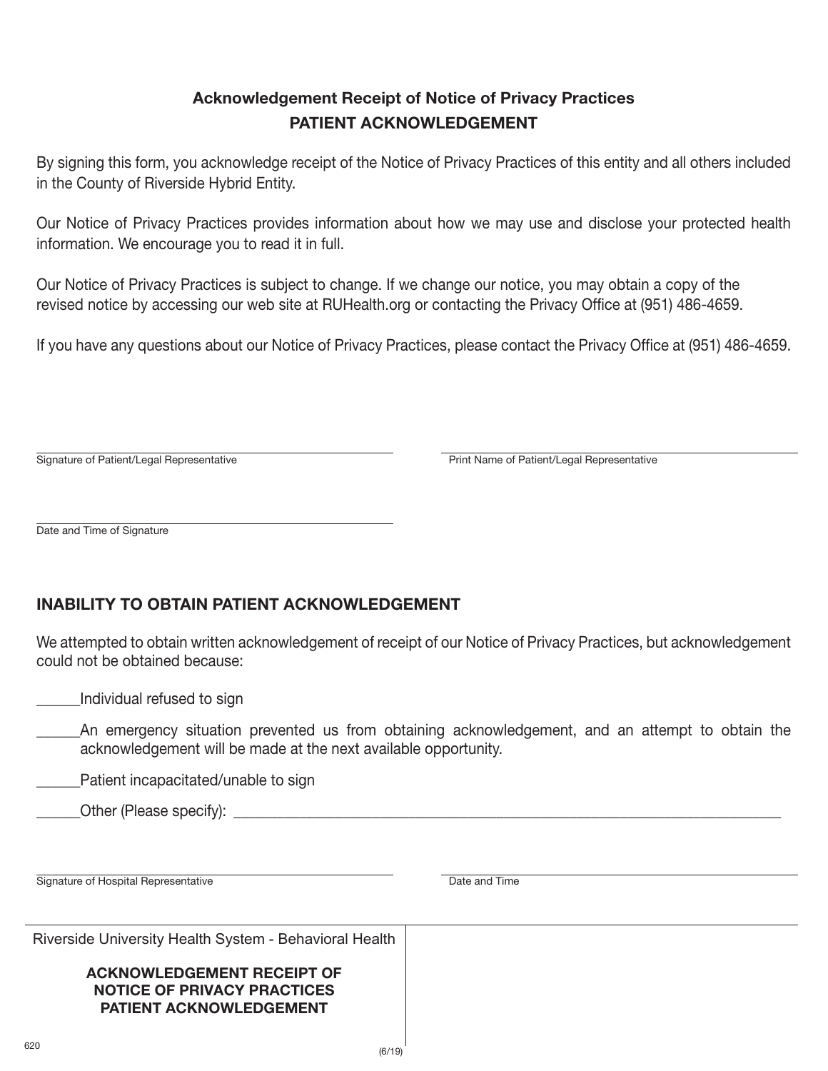## Acknowledgement Receipt of Notice of Privacy Practices
## PATIENT ACKNOWLEDGEMENT

By signing this form, you acknowledge receipt of the Notice of Privacy Practices of this entity and all others included in the County of Riverside Hybrid Entity.

Our Notice of Privacy Practices provides information about how we may use and disclose your protected health information. We encourage you to read it in full.

Our Notice of Privacy Practices is subject to change. If we change our notice, you may obtain a copy of the revised notice by accessing our web site at RUHealth.org or contacting the Privacy Office at (951) 486-4659.

If you have any questions about our Notice of Privacy Practices, please contact the Privacy Office at (951) 486-4659.

______________________________________ Signature of Patient/Legal Representative

______________________________________ Print Name of Patient/Legal Representative

______________________________________ Date and Time of Signature

## INABILITY TO OBTAIN PATIENT ACKNOWLEDGEMENT

We attempted to obtain written acknowledgement of receipt of our Notice of Privacy Practices, but acknowledgement could not be obtained because:

______Individual refused to sign

______An emergency situation prevented us from obtaining acknowledgement, and an attempt to obtain the acknowledgement will be made at the next available opportunity.

______Patient incapacitated/unable to sign

______Other (Please specify): ________________________________________________________________

______________________________________ Signature of Hospital Representative

______________________________________ Date and Time

Riverside University Health System - Behavioral Health

**ACKNOWLEDGEMENT RECEIPT OF NOTICE OF PRIVACY PRACTICES PATIENT ACKNOWLEDGEMENT**

620

(6/19)